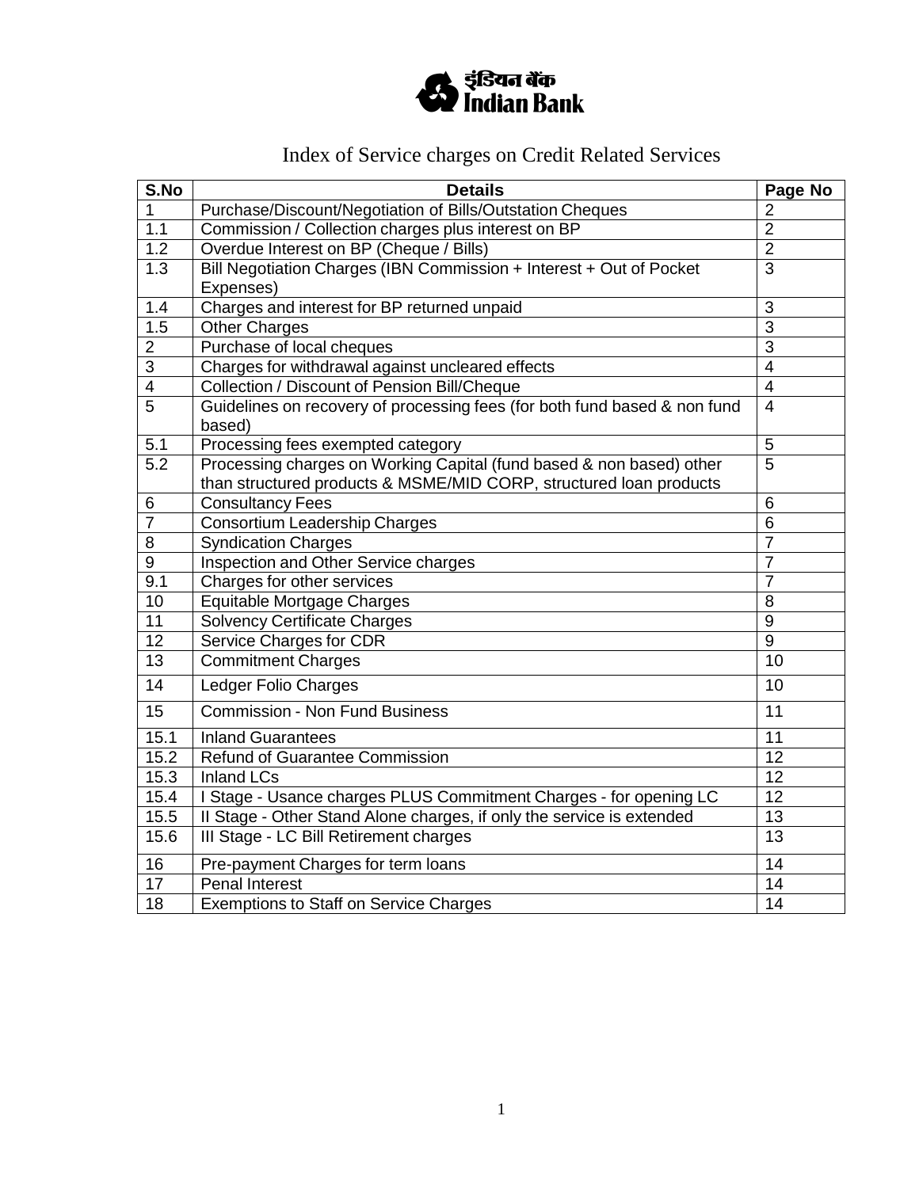इंडियन बैंक
Indian Bank

# Index of Service charges on Credit Related Services

| S.No | Details | Page No |
|---|---|---|
| 1 | Purchase/Discount/Negotiation of Bills/Outstation Cheques | 2 |
| 1.1 | Commission / Collection charges plus interest on BP | 2 |
| 1.2 | Overdue Interest on BP (Cheque / Bills) | 2 |
| 1.3 | Bill Negotiation Charges (IBN Commission + Interest + Out of Pocket Expenses) | 3 |
| 1.4 | Charges and interest for BP returned unpaid | 3 |
| 1.5 | Other Charges | 3 |
| 2 | Purchase of local cheques | 3 |
| 3 | Charges for withdrawal against uncleared effects | 4 |
| 4 | Collection / Discount of Pension Bill/Cheque | 4 |
| 5 | Guidelines on recovery of processing fees (for both fund based & non fund based) | 4 |
| 5.1 | Processing fees exempted category | 5 |
| 5.2 | Processing charges on Working Capital (fund based & non based) other than structured products & MSME/MID CORP, structured loan products | 5 |
| 6 | Consultancy Fees | 6 |
| 7 | Consortium Leadership Charges | 6 |
| 8 | Syndication Charges | 7 |
| 9 | Inspection and Other Service charges | 7 |
| 9.1 | Charges for other services | 7 |
| 10 | Equitable Mortgage Charges | 8 |
| 11 | Solvency Certificate Charges | 9 |
| 12 | Service Charges for CDR | 9 |
| 13 | Commitment Charges | 10 |
| 14 | Ledger Folio Charges | 10 |
| 15 | Commission - Non Fund Business | 11 |
| 15.1 | Inland Guarantees | 11 |
| 15.2 | Refund of Guarantee Commission | 12 |
| 15.3 | Inland LCs | 12 |
| 15.4 | I Stage - Usance charges PLUS Commitment Charges - for opening LC | 12 |
| 15.5 | II Stage - Other Stand Alone charges, if only the service is extended | 13 |
| 15.6 | III Stage - LC Bill Retirement charges | 13 |
| 16 | Pre-payment Charges for term loans | 14 |
| 17 | Penal Interest | 14 |
| 18 | Exemptions to Staff on Service Charges | 14 |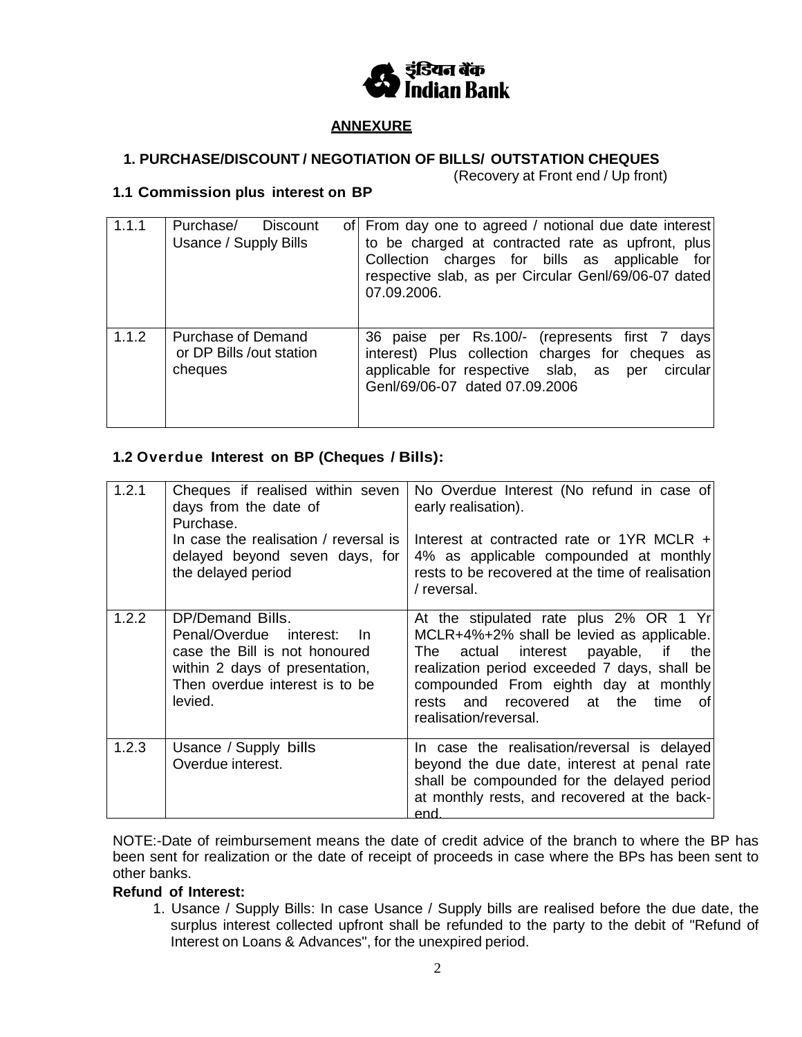## ANNEXURE

### 1. PURCHASE/DISCOUNT / NEGOTIATION OF BILLS/ OUTSTATION CHEQUES

(Recovery at Front end / Up front)

### 1.1 Commission plus interest on BP

| | | |
|---|---|---|
| 1.1.1 | Purchase/ Discount of Usance / Supply Bills | From day one to agreed / notional due date interest to be charged at contracted rate as upfront, plus Collection charges for bills as applicable for respective slab, as per Circular Genl/69/06-07 dated 07.09.2006. |
| 1.1.2 | Purchase of Demand or DP Bills /out station cheques | 36 paise per Rs.100/- (represents first 7 days interest) Plus collection charges for cheques as applicable for respective slab, as per circular Genl/69/06-07 dated 07.09.2006 |

### 1.2 Overdue Interest on BP (Cheques / Bills):

| | | |
|---|---|---|
| 1.2.1 | Cheques if realised within seven days from the date of Purchase.<br>In case the realisation / reversal is delayed beyond seven days, for the delayed period | No Overdue Interest (No refund in case of early realisation).<br>Interest at contracted rate or 1YR MCLR + 4% as applicable compounded at monthly rests to be recovered at the time of realisation / reversal. |
| 1.2.2 | DP/Demand Bills.<br>Penal/Overdue interest: In case the Bill is not honoured within 2 days of presentation, Then overdue interest is to be levied. | At the stipulated rate plus 2% OR 1 Yr MCLR+4%+2% shall be levied as applicable. The actual interest payable, if the realization period exceeded 7 days, shall be compounded From eighth day at monthly rests and recovered at the time of realisation/reversal. |
| 1.2.3 | Usance / Supply bills<br>Overdue interest. | In case the realisation/reversal is delayed beyond the due date, interest at penal rate shall be compounded for the delayed period at monthly rests, and recovered at the back-end. |

NOTE:-Date of reimbursement means the date of credit advice of the branch to where the BP has been sent for realization or the date of receipt of proceeds in case where the BPs has been sent to other banks.

**Refund of Interest:**

1. Usance / Supply Bills: In case Usance / Supply bills are realised before the due date, the surplus interest collected upfront shall be refunded to the party to the debit of "Refund of Interest on Loans & Advances", for the unexpired period.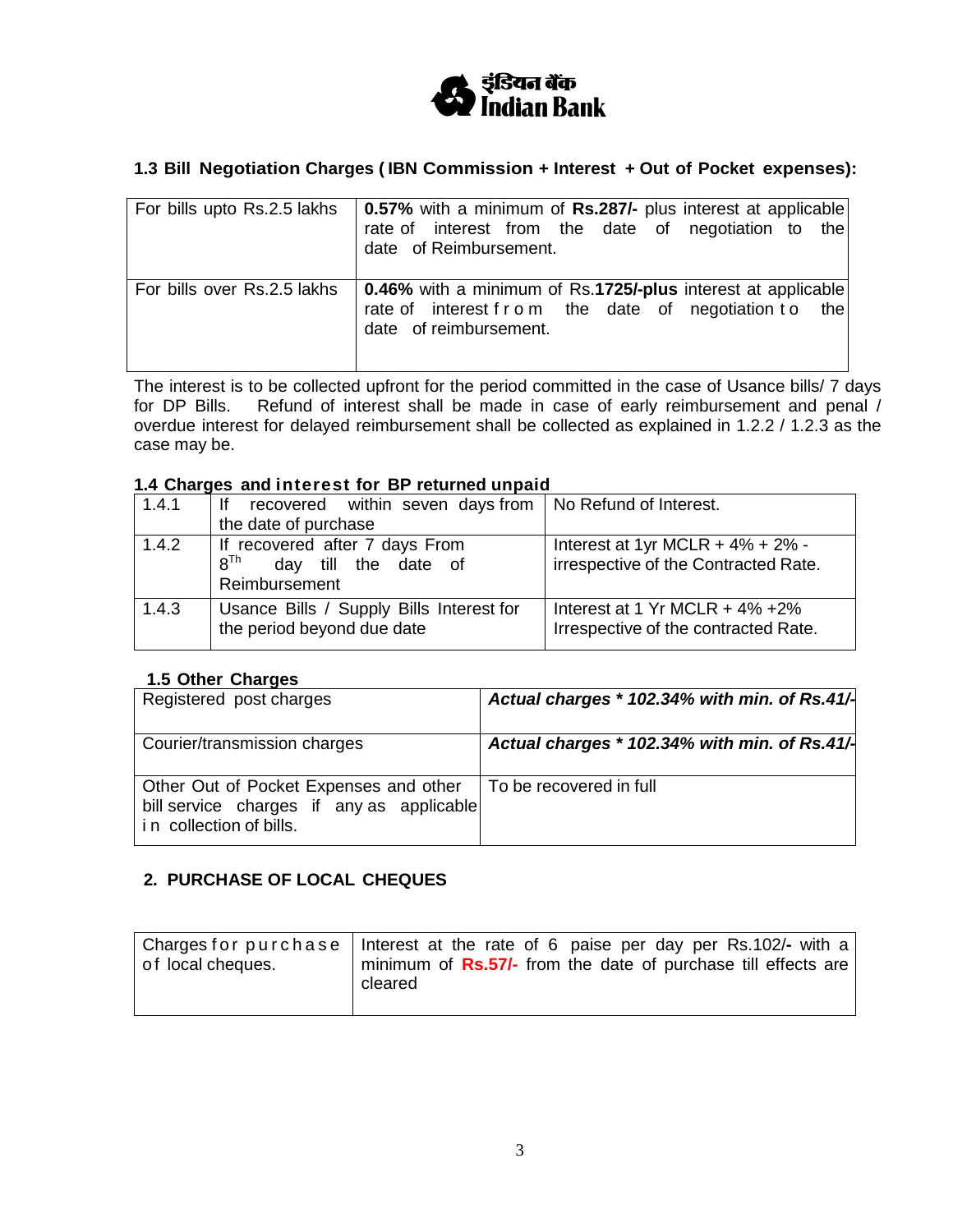### 1.3 Bill Negotiation Charges ( IBN Commission + Interest + Out of Pocket expenses):

| | |
|---|---|
| For bills upto Rs.2.5 lakhs | **0.57%** with a minimum of **Rs.287/-** plus interest at applicable rate of interest from the date of negotiation to the date of Reimbursement. |
| For bills over Rs.2.5 lakhs | **0.46%** with a minimum of Rs.**1725/-plus** interest at applicable rate of interest from the date of negotiation to the date of reimbursement. |

The interest is to be collected upfront for the period committed in the case of Usance bills/ 7 days for DP Bills. Refund of interest shall be made in case of early reimbursement and penal / overdue interest for delayed reimbursement shall be collected as explained in 1.2.2 / 1.2.3 as the case may be.

### 1.4 Charges and interest for BP returned unpaid

| | | |
|---|---|---|
| 1.4.1 | If recovered within seven days from the date of purchase | No Refund of Interest. |
| 1.4.2 | If recovered after 7 days From 8[Th] day till the date of Reimbursement | Interest at 1yr MCLR + 4% + 2% - irrespective of the Contracted Rate. |
| 1.4.3 | Usance Bills / Supply Bills Interest for the period beyond due date | Interest at 1 Yr MCLR + 4% +2% Irrespective of the contracted Rate. |

### 1.5 Other Charges

| | |
|---|---|
| Registered post charges | ***Actual charges * 102.34% with min. of Rs.41/-*** |
| Courier/transmission charges | ***Actual charges * 102.34% with min. of Rs.41/-*** |
| Other Out of Pocket Expenses and other bill service charges if any as applicable in collection of bills. | To be recovered in full |

## 2. PURCHASE OF LOCAL CHEQUES

| | |
|---|---|
| Charges for purchase of local cheques. | Interest at the rate of 6 paise per day per Rs.102/**-** with a minimum of **Rs.57/-** from the date of purchase till effects are cleared |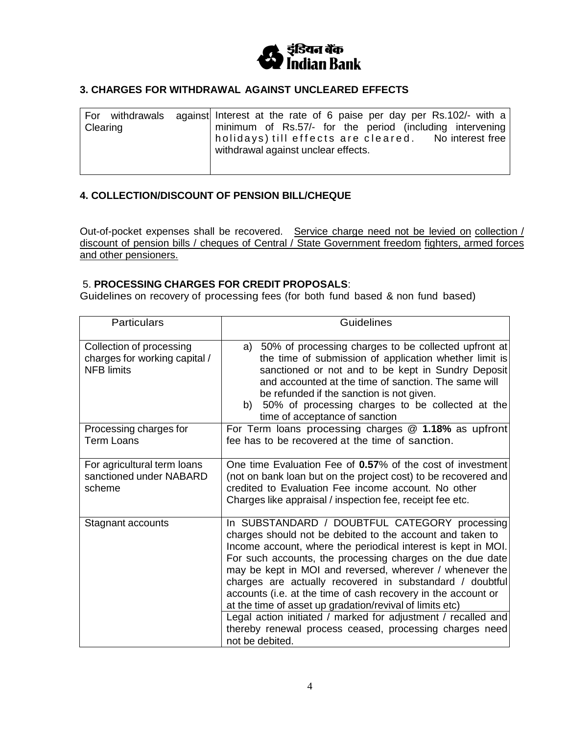### 3. CHARGES FOR WITHDRAWAL AGAINST UNCLEARED EFFECTS

| | |
|---|---|
| For withdrawals against Clearing | Interest at the rate of 6 paise per day per Rs.102/- with a minimum of Rs.57/- for the period (including intervening holidays) till effects are cleared. No interest free withdrawal against unclear effects. |

### 4. COLLECTION/DISCOUNT OF PENSION BILL/CHEQUE

Out-of-pocket expenses shall be recovered. Service charge need not be levied on collection / discount of pension bills / cheques of Central / State Government freedom fighters, armed forces and other pensioners.

### 5. PROCESSING CHARGES FOR CREDIT PROPOSALS:

Guidelines on recovery of processing fees (for both fund based & non fund based)

| Particulars | Guidelines |
|---|---|
| Collection of processing charges for working capital / NFB limits | a) 50% of processing charges to be collected upfront at the time of submission of application whether limit is sanctioned or not and to be kept in Sundry Deposit and accounted at the time of sanction. The same will be refunded if the sanction is not given.<br>b) 50% of processing charges to be collected at the time of acceptance of sanction |
| Processing charges for Term Loans | For Term loans processing charges @ **1.18%** as upfront fee has to be recovered at the time of sanction. |
| For agricultural term loans sanctioned under NABARD scheme | One time Evaluation Fee of **0.57**% of the cost of investment (not on bank loan but on the project cost) to be recovered and credited to Evaluation Fee income account. No other Charges like appraisal / inspection fee, receipt fee etc. |
| Stagnant accounts | In SUBSTANDARD / DOUBTFUL CATEGORY processing charges should not be debited to the account and taken to Income account, where the periodical interest is kept in MOI. For such accounts, the processing charges on the due date may be kept in MOI and reversed, wherever / whenever the charges are actually recovered in substandard / doubtful accounts (i.e. at the time of cash recovery in the account or at the time of asset up gradation/revival of limits etc)<br>Legal action initiated / marked for adjustment / recalled and thereby renewal process ceased, processing charges need not be debited. |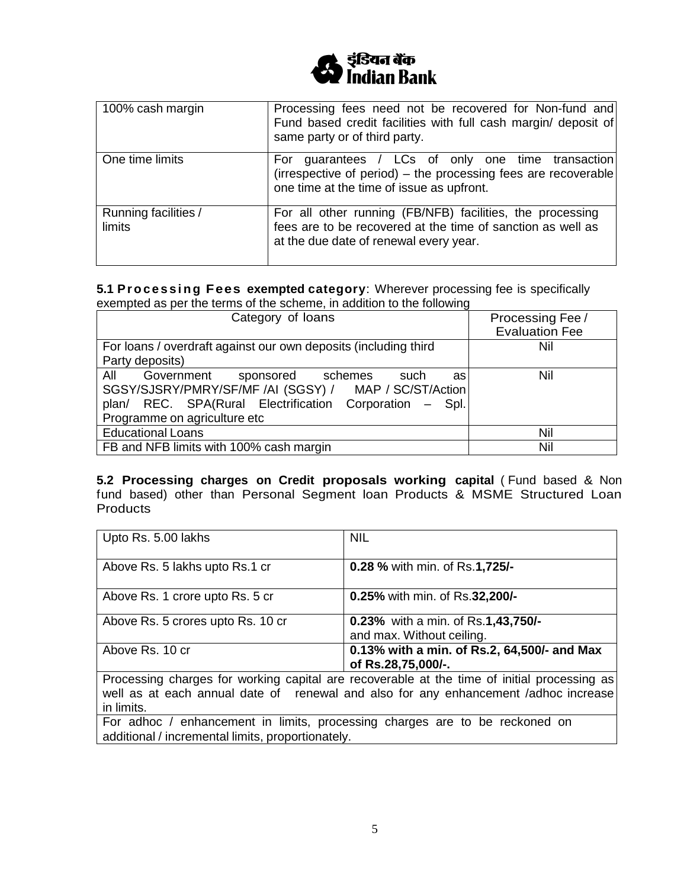| 100% cash margin | Processing fees need not be recovered for Non-fund and Fund based credit facilities with full cash margin/ deposit of same party or of third party. |
|---|---|
| One time limits | For guarantees / LCs of only one time transaction (irrespective of period) – the processing fees are recoverable one time at the time of issue as upfront. |
| Running facilities / limits | For all other running (FB/NFB) facilities, the processing fees are to be recovered at the time of sanction as well as at the due date of renewal every year. |

**5.1 Processing Fees exempted category**: Wherever processing fee is specifically exempted as per the terms of the scheme, in addition to the following

| Category of loans | Processing Fee / Evaluation Fee |
|---|---|
| For loans / overdraft against our own deposits (including third Party deposits) | Nil |
| All Government sponsored schemes such as SGSY/SJSRY/PMRY/SF/MF /AI (SGSY) / MAP / SC/ST/Action plan/ REC. SPA(Rural Electrification Corporation – Spl. Programme on agriculture etc | Nil |
| Educational Loans | Nil |
| FB and NFB limits with 100% cash margin | Nil |

**5.2 Processing charges on Credit proposals working capital** ( Fund based & Non fund based) other than Personal Segment loan Products & MSME Structured Loan Products

| Upto Rs. 5.00 lakhs | NIL |
|---|---|
| Above Rs. 5 lakhs upto Rs.1 cr | **0.28 %** with min. of Rs.**1,725/-** |
| Above Rs. 1 crore upto Rs. 5 cr | **0.25%** with min. of Rs.**32,200/-** |
| Above Rs. 5 crores upto Rs. 10 cr | **0.23%** with a min. of Rs.**1,43,750/-** and max. Without ceiling. |
| Above Rs. 10 cr | **0.13% with a min. of Rs.2, 64,500/- and Max of Rs.28,75,000/-.** |
| Processing charges for working capital are recoverable at the time of initial processing as well as at each annual date of renewal and also for any enhancement /adhoc increase in limits. | |
| For adhoc / enhancement in limits, processing charges are to be reckoned on additional / incremental limits, proportionately. | |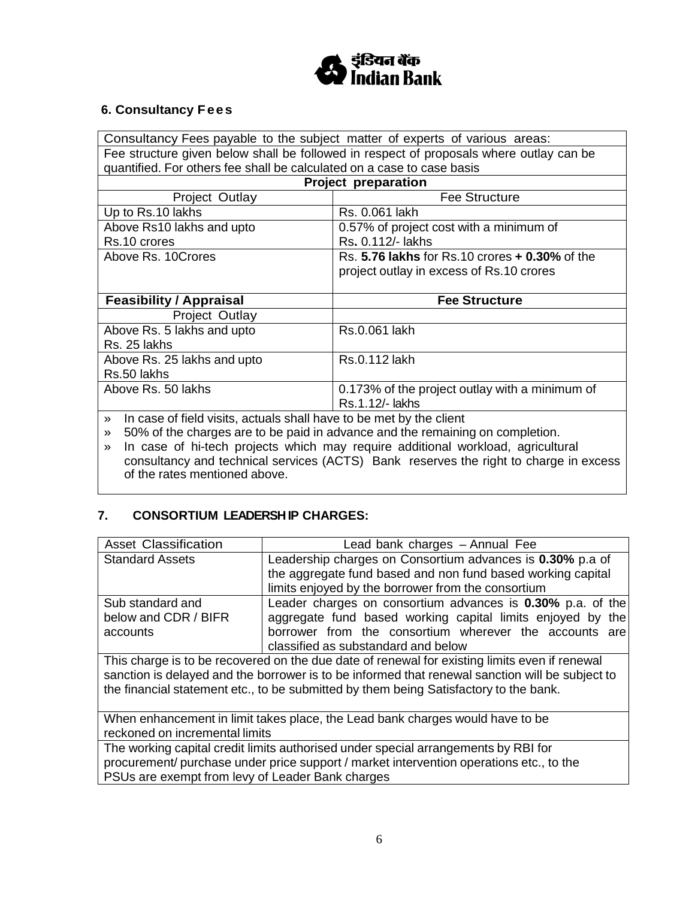## 6. Consultancy Fees

| Consultancy Fees payable to the subject matter of experts of various areas: | |
|---|---|
| Fee structure given below shall be followed in respect of proposals where outlay can be quantified. For others fee shall be calculated on a case to case basis | |
| **Project preparation** | |
| Project Outlay | Fee Structure |
| Up to Rs.10 lakhs | Rs. 0.061 lakh |
| Above Rs10 lakhs and upto Rs.10 crores | 0.57% of project cost with a minimum of Rs**.** 0.112/- lakhs |
| Above Rs. 10Crores | Rs. **5.76 lakhs** for Rs.10 crores **+ 0.30%** of the project outlay in excess of Rs.10 crores |
| **Feasibility / Appraisal** | **Fee Structure** |
| Project Outlay | |
| Above Rs. 5 lakhs and upto Rs. 25 lakhs | Rs.0.061 lakh |
| Above Rs. 25 lakhs and upto Rs.50 lakhs | Rs.0.112 lakh |
| Above Rs. 50 lakhs | 0.173% of the project outlay with a minimum of Rs.1.12/- lakhs |

» In case of field visits, actuals shall have to be met by the client

» 50% of the charges are to be paid in advance and the remaining on completion.

» In case of hi-tech projects which may require additional workload, agricultural consultancy and technical services (ACTS) Bank reserves the right to charge in excess of the rates mentioned above.

## 7. CONSORTIUM LEADERSHIP CHARGES:

| Asset Classification | Lead bank charges – Annual Fee |
|---|---|
| Standard Assets | Leadership charges on Consortium advances is **0.30%** p.a of the aggregate fund based and non fund based working capital limits enjoyed by the borrower from the consortium |
| Sub standard and below and CDR / BIFR accounts | Leader charges on consortium advances is **0.30%** p.a. of the aggregate fund based working capital limits enjoyed by the borrower from the consortium wherever the accounts are classified as substandard and below |
| This charge is to be recovered on the due date of renewal for existing limits even if renewal sanction is delayed and the borrower is to be informed that renewal sanction will be subject to the financial statement etc., to be submitted by them being Satisfactory to the bank. | |
| When enhancement in limit takes place, the Lead bank charges would have to be reckoned on incremental limits | |
| The working capital credit limits authorised under special arrangements by RBI for procurement/ purchase under price support / market intervention operations etc., to the PSUs are exempt from levy of Leader Bank charges | |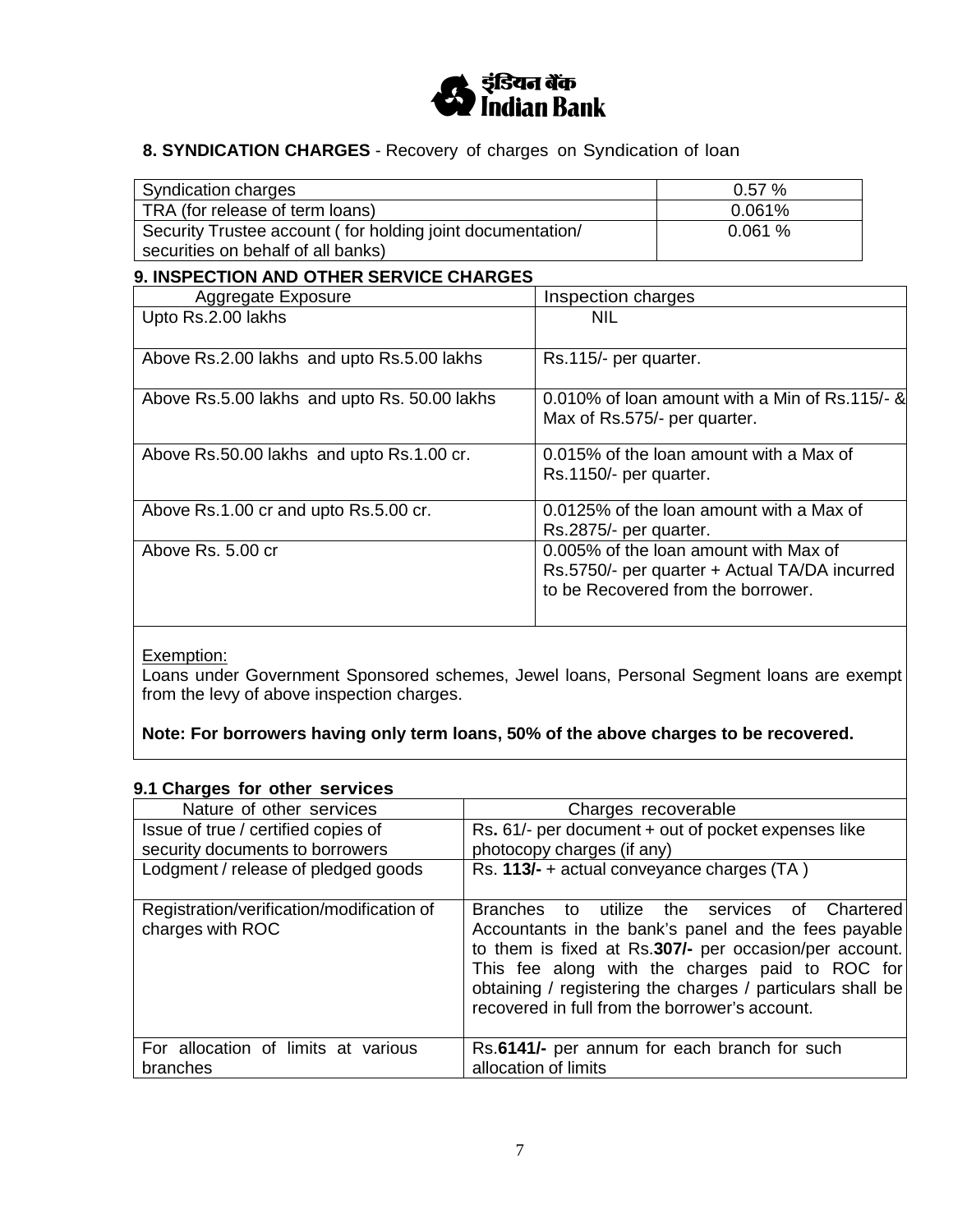## 8. SYNDICATION CHARGES - Recovery of charges on Syndication of loan

| | |
|---|---|
| Syndication charges | 0.57 % |
| TRA (for release of term loans) | 0.061% |
| Security Trustee account ( for holding joint documentation/ securities on behalf of all banks) | 0.061 % |

## 9. INSPECTION AND OTHER SERVICE CHARGES

| Aggregate Exposure | Inspection charges |
|---|---|
| Upto Rs.2.00 lakhs | NIL |
| Above Rs.2.00 lakhs and upto Rs.5.00 lakhs | Rs.115/- per quarter. |
| Above Rs.5.00 lakhs and upto Rs. 50.00 lakhs | 0.010% of loan amount with a Min of Rs.115/- & Max of Rs.575/- per quarter. |
| Above Rs.50.00 lakhs and upto Rs.1.00 cr. | 0.015% of the loan amount with a Max of Rs.1150/- per quarter. |
| Above Rs.1.00 cr and upto Rs.5.00 cr. | 0.0125% of the loan amount with a Max of Rs.2875/- per quarter. |
| Above Rs. 5.00 cr | 0.005% of the loan amount with Max of Rs.5750/- per quarter + Actual TA/DA incurred to be Recovered from the borrower. |

Exemption:

Loans under Government Sponsored schemes, Jewel loans, Personal Segment loans are exempt from the levy of above inspection charges.

**Note: For borrowers having only term loans, 50% of the above charges to be recovered.**

### 9.1 Charges for other services

| Nature of other services | Charges recoverable |
|---|---|
| Issue of true / certified copies of security documents to borrowers | Rs. 61/- per document + out of pocket expenses like photocopy charges (if any) |
| Lodgment / release of pledged goods | Rs. **113/-** + actual conveyance charges (TA ) |
| Registration/verification/modification of charges with ROC | Branches to utilize the services of Chartered Accountants in the bank's panel and the fees payable to them is fixed at Rs.**307/-** per occasion/per account. This fee along with the charges paid to ROC for obtaining / registering the charges / particulars shall be recovered in full from the borrower's account. |
| For allocation of limits at various branches | Rs.**6141/-** per annum for each branch for such allocation of limits |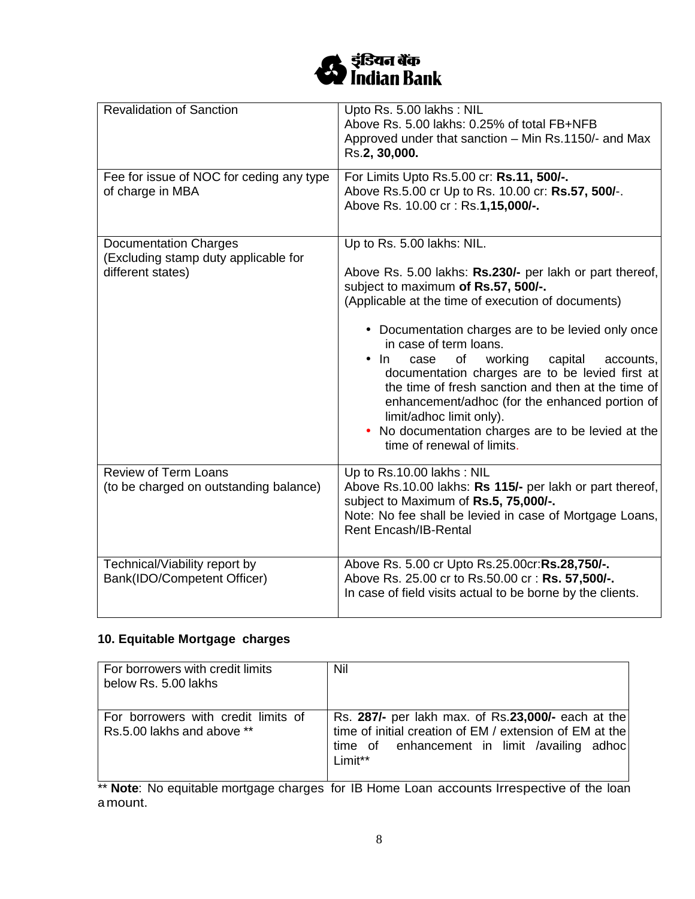| | |
|---|---|
| Revalidation of Sanction | Upto Rs. 5.00 lakhs : NIL<br>Above Rs. 5.00 lakhs: 0.25% of total FB+NFB Approved under that sanction – Min Rs.1150/- and Max Rs.**2, 30,000.** |
| Fee for issue of NOC for ceding any type of charge in MBA | For Limits Upto Rs.5.00 cr: **Rs.11, 500/-.**<br>Above Rs.5.00 cr Up to Rs. 10.00 cr: **Rs.57, 500/**-.<br>Above Rs. 10.00 cr : Rs.**1,15,000/-.** |
| Documentation Charges<br>(Excluding stamp duty applicable for different states) | Up to Rs. 5.00 lakhs: NIL.<br><br>Above Rs. 5.00 lakhs: **Rs.230/-** per lakh or part thereof, subject to maximum **of Rs.57, 500/-.**<br>(Applicable at the time of execution of documents)<br><br>• Documentation charges are to be levied only once in case of term loans.<br>• In case of working capital accounts, documentation charges are to be levied first at the time of fresh sanction and then at the time of enhancement/adhoc (for the enhanced portion of limit/adhoc limit only).<br>• No documentation charges are to be levied at the time of renewal of limits. |
| Review of Term Loans<br>(to be charged on outstanding balance) | Up to Rs.10.00 lakhs : NIL<br>Above Rs.10.00 lakhs: **Rs 115/-** per lakh or part thereof, subject to Maximum of **Rs.5, 75,000/-.**<br>Note: No fee shall be levied in case of Mortgage Loans, Rent Encash/IB-Rental |
| Technical/Viability report by Bank(IDO/Competent Officer) | Above Rs. 5.00 cr Upto Rs.25.00cr:**Rs.28,750/-.**<br>Above Rs. 25.00 cr to Rs.50.00 cr : **Rs. 57,500/-.**<br>In case of field visits actual to be borne by the clients. |

**10. Equitable Mortgage charges**

| | |
|---|---|
| For borrowers with credit limits below Rs. 5.00 lakhs | Nil |
| For borrowers with credit limits of Rs.5.00 lakhs and above ** | Rs. **287/-** per lakh max. of Rs.**23,000/-** each at the time of initial creation of EM / extension of EM at the time of enhancement in limit /availing adhoc Limit** |

** **Note**: No equitable mortgage charges for IB Home Loan accounts Irrespective of the loan amount.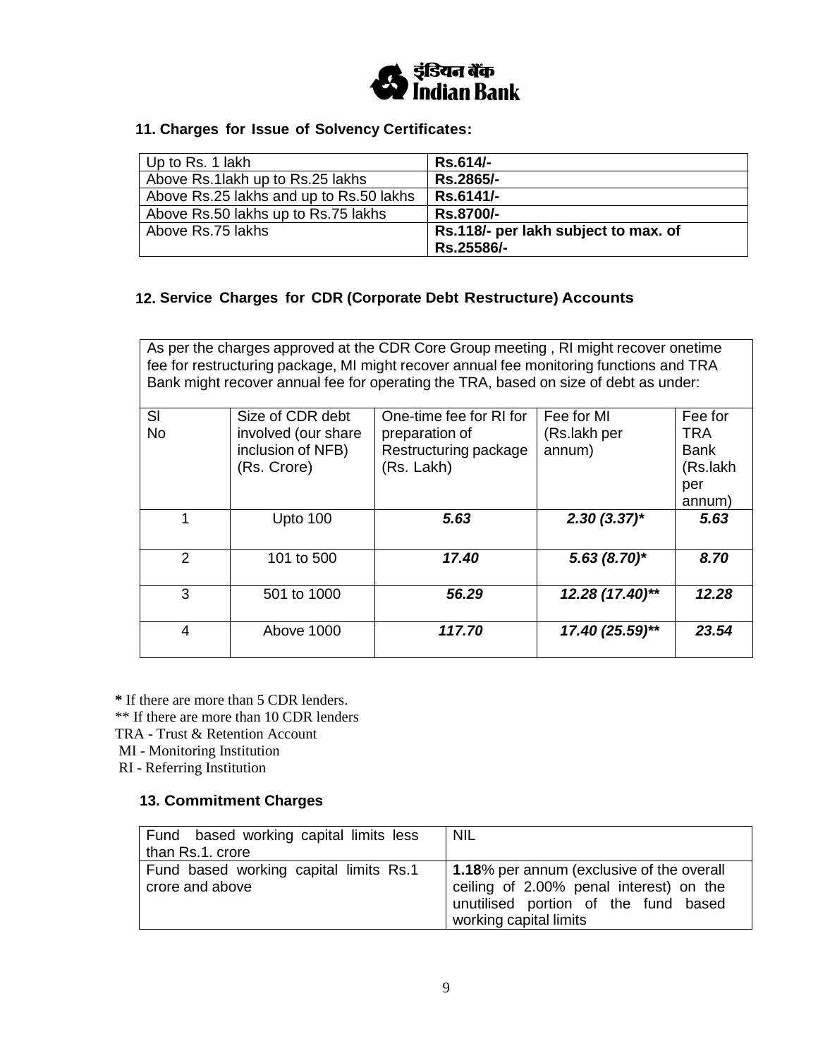### 11. Charges for Issue of Solvency Certificates:

| | |
|---|---|
| Up to Rs. 1 lakh | **Rs.614/-** |
| Above Rs.1lakh up to Rs.25 lakhs | **Rs.2865/-** |
| Above Rs.25 lakhs and up to Rs.50 lakhs | **Rs.6141/-** |
| Above Rs.50 lakhs up to Rs.75 lakhs | **Rs.8700/-** |
| Above Rs.75 lakhs | **Rs.118/- per lakh subject to max. of Rs.25586/-** |

### 12. Service Charges for CDR (Corporate Debt Restructure) Accounts

As per the charges approved at the CDR Core Group meeting , RI might recover onetime fee for restructuring package, MI might recover annual fee monitoring functions and TRA Bank might recover annual fee for operating the TRA, based on size of debt as under:

| Sl No | Size of CDR debt involved (our share inclusion of NFB) (Rs. Crore) | One-time fee for RI for preparation of Restructuring package (Rs. Lakh) | Fee for MI (Rs.lakh per annum) | Fee for TRA Bank (Rs.lakh per annum) |
|---|---|---|---|---|
| 1 | Upto 100 | ***5.63*** | ***2.30 (3.37)**** | ***5.63*** |
| 2 | 101 to 500 | ***17.40*** | ***5.63 (8.70)**** | ***8.70*** |
| 3 | 501 to 1000 | ***56.29*** | ***12.28 (17.40)***** | ***12.28*** |
| 4 | Above 1000 | ***117.70*** | ***17.40 (25.59)***** | ***23.54*** |

**\*** If there are more than 5 CDR lenders.
** If there are more than 10 CDR lenders
TRA - Trust & Retention Account
MI - Monitoring Institution
RI - Referring Institution

### 13. Commitment Charges

| | |
|---|---|
| Fund based working capital limits less than Rs.1. crore | NIL |
| Fund based working capital limits Rs.1 crore and above | **1.18**% per annum (exclusive of the overall ceiling of 2.00% penal interest) on the unutilised portion of the fund based working capital limits |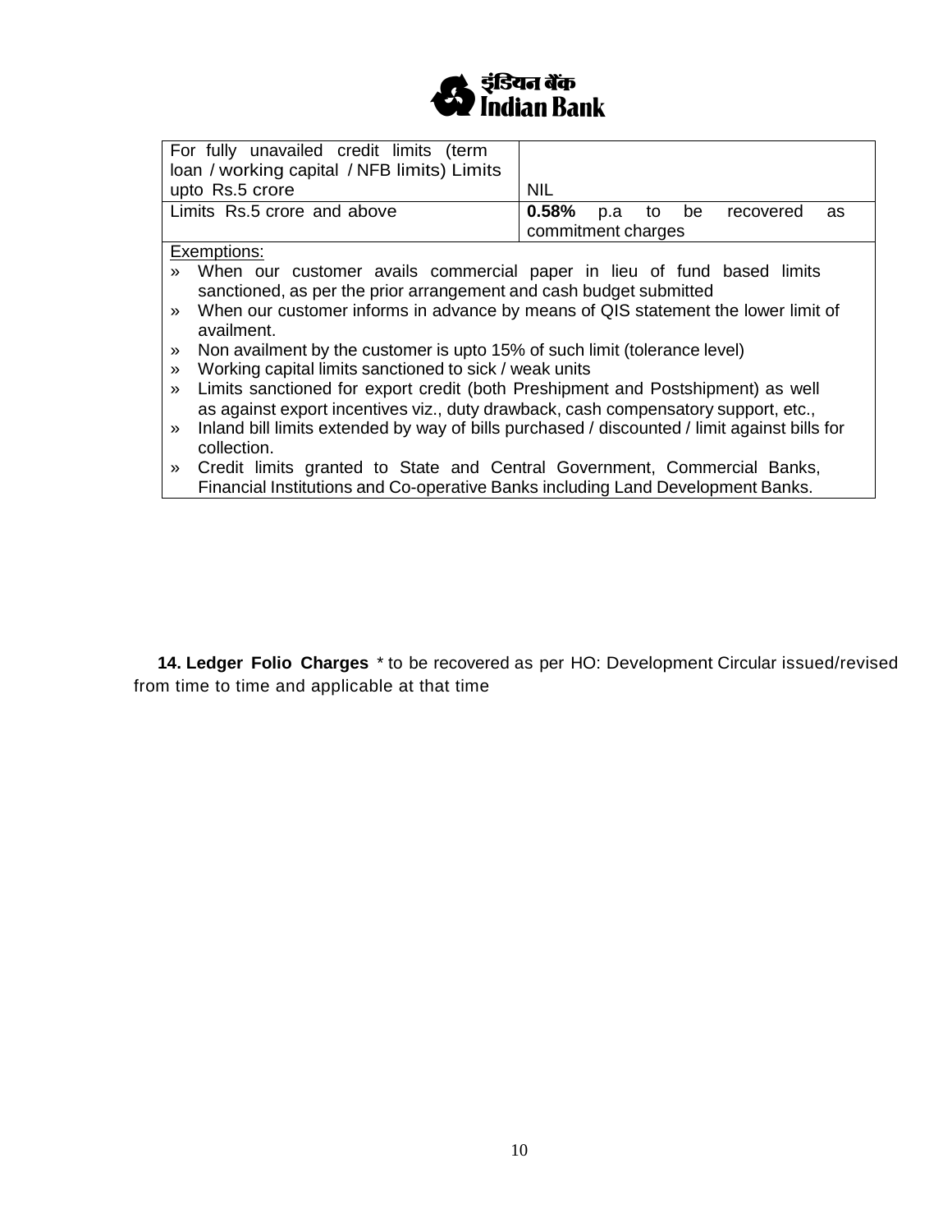| For fully unavailed credit limits (term loan / working capital / NFB limits) Limits upto Rs.5 crore | NIL |
|---|---|
| Limits Rs.5 crore and above | **0.58%** p.a to be recovered as commitment charges |

Exemptions:

- When our customer avails commercial paper in lieu of fund based limits sanctioned, as per the prior arrangement and cash budget submitted
- When our customer informs in advance by means of QIS statement the lower limit of availment.
- Non availment by the customer is upto 15% of such limit (tolerance level)
- Working capital limits sanctioned to sick / weak units
- Limits sanctioned for export credit (both Preshipment and Postshipment) as well as against export incentives viz., duty drawback, cash compensatory support, etc.,
- Inland bill limits extended by way of bills purchased / discounted / limit against bills for collection.
- Credit limits granted to State and Central Government, Commercial Banks, Financial Institutions and Co-operative Banks including Land Development Banks.

**14. Ledger Folio Charges** * to be recovered as per HO: Development Circular issued/revised from time to time and applicable at that time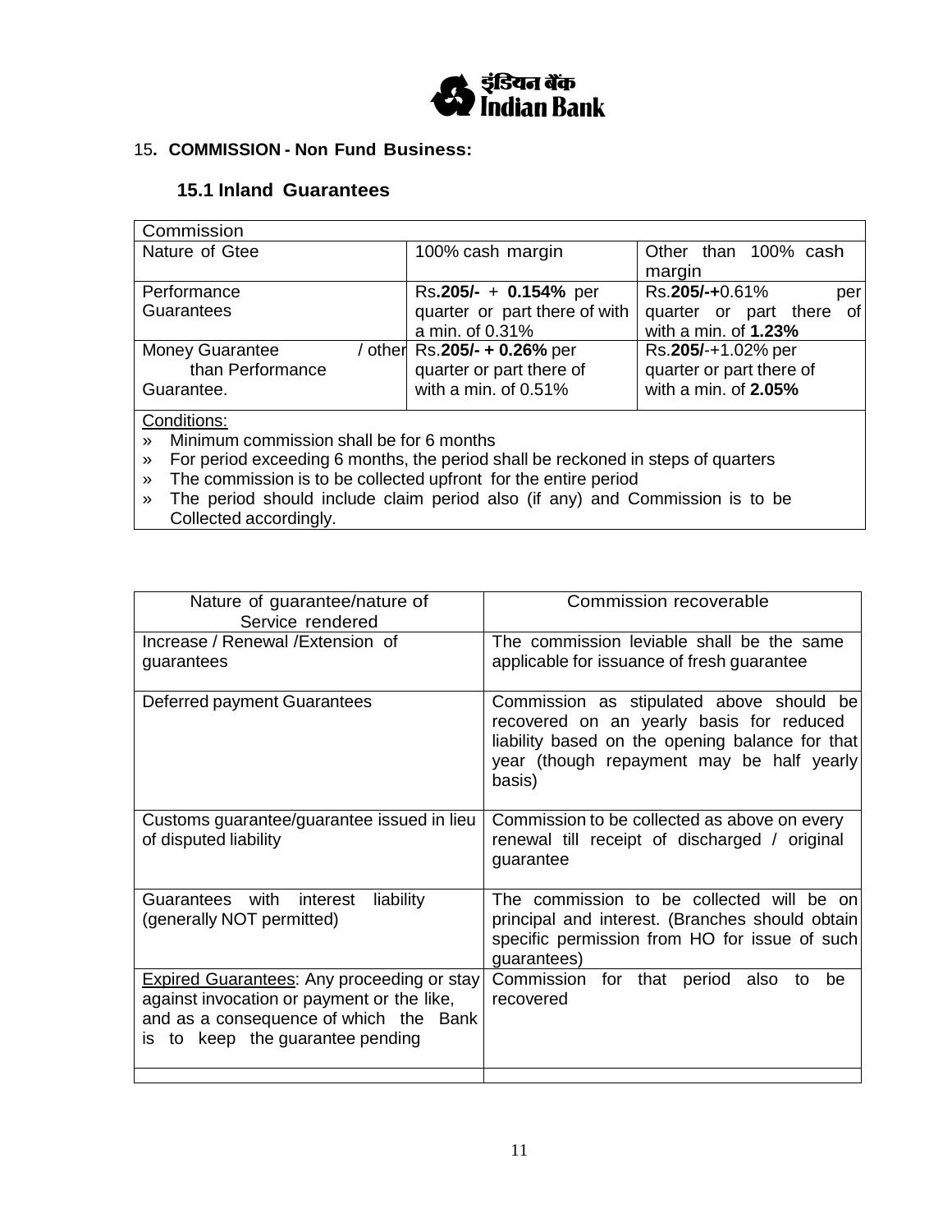## 15. COMMISSION - Non Fund Business:

### 15.1 Inland Guarantees

| Commission | | |
|---|---|---|
| Nature of Gtee | 100% cash margin | Other than 100% cash margin |
| Performance Guarantees | Rs.**205/-** + **0.154%** per quarter or part there of with a min. of 0.31% | Rs.**205/-+**0.61% per quarter or part there of with a min. of **1.23%** |
| Money Guarantee / other than Performance Guarantee. | Rs.**205/- + 0.26%** per quarter or part there of with a min. of 0.51% | Rs.**205/**-+1.02% per quarter or part there of with a min. of **2.05%** |

Conditions:

- » Minimum commission shall be for 6 months
- » For period exceeding 6 months, the period shall be reckoned in steps of quarters
- » The commission is to be collected upfront for the entire period
- » The period should include claim period also (if any) and Commission is to be Collected accordingly.

| Nature of guarantee/nature of Service rendered | Commission recoverable |
|---|---|
| Increase / Renewal /Extension of guarantees | The commission leviable shall be the same applicable for issuance of fresh guarantee |
| Deferred payment Guarantees | Commission as stipulated above should be recovered on an yearly basis for reduced liability based on the opening balance for that year (though repayment may be half yearly basis) |
| Customs guarantee/guarantee issued in lieu of disputed liability | Commission to be collected as above on every renewal till receipt of discharged / original guarantee |
| Guarantees with interest liability (generally NOT permitted) | The commission to be collected will be on principal and interest. (Branches should obtain specific permission from HO for issue of such guarantees) |
| Expired Guarantees: Any proceeding or stay against invocation or payment or the like, and as a consequence of which the Bank is to keep the guarantee pending | Commission for that period also to be recovered |
| | |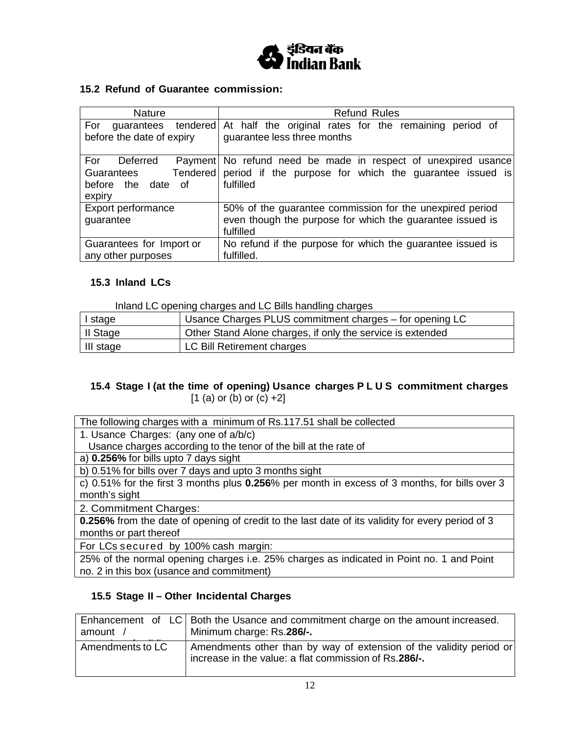### 15.2 Refund of Guarantee commission:

| Nature | Refund Rules |
|---|---|
| For guarantees tendered before the date of expiry | At half the original rates for the remaining period of guarantee less three months |
| For Deferred Payment Guarantees Tendered before the date of expiry | No refund need be made in respect of unexpired usance period if the purpose for which the guarantee issued is fulfilled |
| Export performance guarantee | 50% of the guarantee commission for the unexpired period even though the purpose for which the guarantee issued is fulfilled |
| Guarantees for Import or any other purposes | No refund if the purpose for which the guarantee issued is fulfilled. |

### 15.3 Inland LCs

Inland LC opening charges and LC Bills handling charges

| | |
|---|---|
| I stage | Usance Charges PLUS commitment charges – for opening LC |
| II Stage | Other Stand Alone charges, if only the service is extended |
| III stage | LC Bill Retirement charges |

### 15.4 Stage I (at the time of opening) Usance charges PLUS commitment charges [1 (a) or (b) or (c) +2]

| The following charges with a minimum of Rs.117.51 shall be collected |
|---|
| 1. Usance Charges: (any one of a/b/c)<br>Usance charges according to the tenor of the bill at the rate of |
| a) **0.256%** for bills upto 7 days sight |
| b) 0.51% for bills over 7 days and upto 3 months sight |
| c) 0.51% for the first 3 months plus **0.256**% per month in excess of 3 months, for bills over 3 month's sight |
| 2. Commitment Charges: |
| **0.256%** from the date of opening of credit to the last date of its validity for every period of 3 months or part thereof |
| For LCs secured by 100% cash margin: |
| 25% of the normal opening charges i.e. 25% charges as indicated in Point no. 1 and Point no. 2 in this box (usance and commitment) |

### 15.5 Stage II – Other Incidental Charges

| | |
|---|---|
| Enhancement of LC amount / | Both the Usance and commitment charge on the amount increased. Minimum charge: Rs.**286/-.** |
| Amendments to LC | Amendments other than by way of extension of the validity period or increase in the value: a flat commission of Rs.**286/-.** |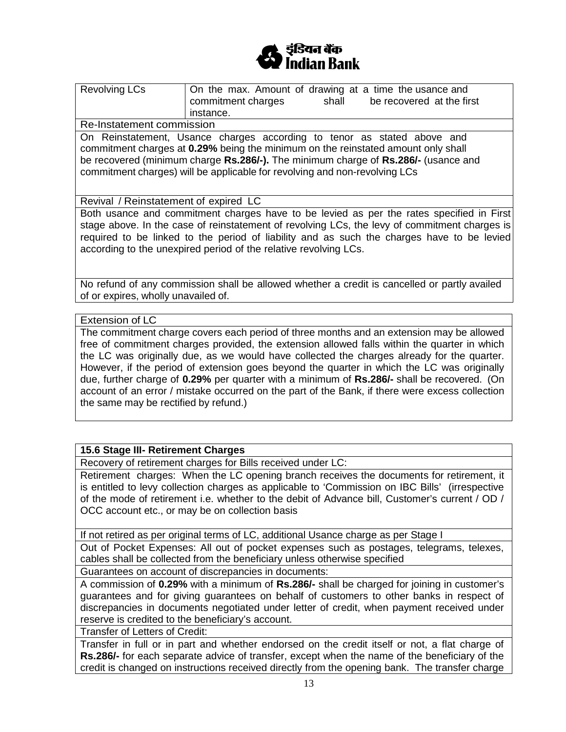| Revolving LCs | On the max. Amount of drawing at a time the usance and commitment charges shall be recovered at the first instance. |
|---|---|

Re-Instatement commission

On Reinstatement, Usance charges according to tenor as stated above and commitment charges at **0.29%** being the minimum on the reinstated amount only shall be recovered (minimum charge **Rs.286/-).** The minimum charge of **Rs.286/-** (usance and commitment charges) will be applicable for revolving and non-revolving LCs

Revival / Reinstatement of expired LC

Both usance and commitment charges have to be levied as per the rates specified in First stage above. In the case of reinstatement of revolving LCs, the levy of commitment charges is required to be linked to the period of liability and as such the charges have to be levied according to the unexpired period of the relative revolving LCs.

No refund of any commission shall be allowed whether a credit is cancelled or partly availed of or expires, wholly unavailed of.

Extension of LC

The commitment charge covers each period of three months and an extension may be allowed free of commitment charges provided, the extension allowed falls within the quarter in which the LC was originally due, as we would have collected the charges already for the quarter. However, if the period of extension goes beyond the quarter in which the LC was originally due, further charge of **0.29%** per quarter with a minimum of **Rs.286/-** shall be recovered. (On account of an error / mistake occurred on the part of the Bank, if there were excess collection the same may be rectified by refund.)

**15.6 Stage III- Retirement Charges**

Recovery of retirement charges for Bills received under LC:

Retirement charges: When the LC opening branch receives the documents for retirement, it is entitled to levy collection charges as applicable to 'Commission on IBC Bills' (irrespective of the mode of retirement i.e. whether to the debit of Advance bill, Customer's current / OD / OCC account etc., or may be on collection basis

If not retired as per original terms of LC, additional Usance charge as per Stage I

Out of Pocket Expenses: All out of pocket expenses such as postages, telegrams, telexes, cables shall be collected from the beneficiary unless otherwise specified

Guarantees on account of discrepancies in documents:

A commission of **0.29%** with a minimum of **Rs.286/-** shall be charged for joining in customer's guarantees and for giving guarantees on behalf of customers to other banks in respect of discrepancies in documents negotiated under letter of credit, when payment received under reserve is credited to the beneficiary's account.

Transfer of Letters of Credit:

Transfer in full or in part and whether endorsed on the credit itself or not, a flat charge of **Rs.286/-** for each separate advice of transfer, except when the name of the beneficiary of the credit is changed on instructions received directly from the opening bank. The transfer charge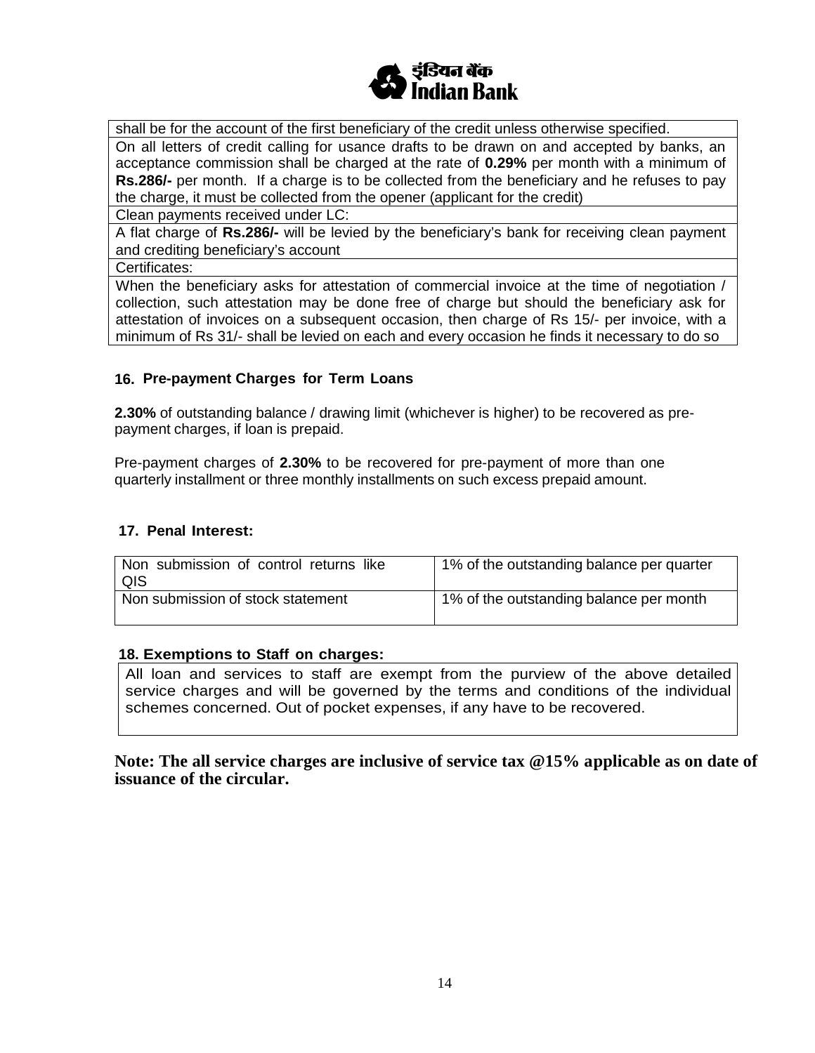| |
|---|
| shall be for the account of the first beneficiary of the credit unless otherwise specified. |
| On all letters of credit calling for usance drafts to be drawn on and accepted by banks, an acceptance commission shall be charged at the rate of **0.29%** per month with a minimum of **Rs.286/-** per month. If a charge is to be collected from the beneficiary and he refuses to pay the charge, it must be collected from the opener (applicant for the credit) |
| Clean payments received under LC: |
| A flat charge of **Rs.286/-** will be levied by the beneficiary's bank for receiving clean payment and crediting beneficiary's account |
| Certificates: |
| When the beneficiary asks for attestation of commercial invoice at the time of negotiation / collection, such attestation may be done free of charge but should the beneficiary ask for attestation of invoices on a subsequent occasion, then charge of Rs 15/- per invoice, with a minimum of Rs 31/- shall be levied on each and every occasion he finds it necessary to do so |

### 16. Pre-payment Charges for Term Loans

**2.30%** of outstanding balance / drawing limit (whichever is higher) to be recovered as pre-payment charges, if loan is prepaid.

Pre-payment charges of **2.30%** to be recovered for pre-payment of more than one quarterly installment or three monthly installments on such excess prepaid amount.

### 17. Penal Interest:

| | |
|---|---|
| Non submission of control returns like QIS | 1% of the outstanding balance per quarter |
| Non submission of stock statement | 1% of the outstanding balance per month |

### 18. Exemptions to Staff on charges:

| |
|---|
| All loan and services to staff are exempt from the purview of the above detailed service charges and will be governed by the terms and conditions of the individual schemes concerned. Out of pocket expenses, if any have to be recovered. |

**Note: The all service charges are inclusive of service tax @15% applicable as on date of issuance of the circular.**